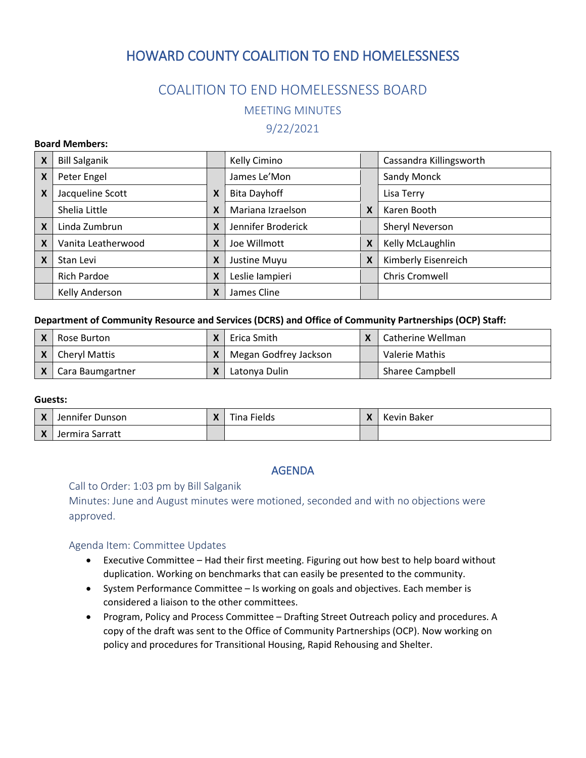# HOWARD COUNTY COALITION TO END HOMELESSNESS

## COALITION TO END HOMELESSNESS BOARD

### MEETING MINUTES

### 9/22/2021

**Board Members:**

| | | | | | |
|---|---|---|---|---|---|
| X | Bill Salganik | | Kelly Cimino | | Cassandra Killingsworth |
| X | Peter Engel | | James Le'Mon | | Sandy Monck |
| X | Jacqueline Scott | X | Bita Dayhoff | | Lisa Terry |
| | Shelia Little | X | Mariana Izraelson | X | Karen Booth |
| X | Linda Zumbrun | X | Jennifer Broderick | | Sheryl Neverson |
| X | Vanita Leatherwood | X | Joe Willmott | X | Kelly McLaughlin |
| X | Stan Levi | X | Justine Muyu | X | Kimberly Eisenreich |
| | Rich Pardoe | X | Leslie Iampieri | | Chris Cromwell |
| | Kelly Anderson | X | James Cline | | |

**Department of Community Resource and Services (DCRS) and Office of Community Partnerships (OCP) Staff:**

| | | | | | |
|---|---|---|---|---|---|
| X | Rose Burton | X | Erica Smith | X | Catherine Wellman |
| X | Cheryl Mattis | X | Megan Godfrey Jackson | | Valerie Mathis |
| X | Cara Baumgartner | X | Latonya Dulin | | Sharee Campbell |

**Guests:**

| | | | | | |
|---|---|---|---|---|---|
| X | Jennifer Dunson | X | Tina Fields | X | Kevin Baker |
| X | Jermira Sarratt | | | | |

## AGENDA

Call to Order: 1:03 pm by Bill Salganik

Minutes: June and August minutes were motioned, seconded and with no objections were approved.

### Agenda Item: Committee Updates

- Executive Committee – Had their first meeting. Figuring out how best to help board without duplication. Working on benchmarks that can easily be presented to the community.
- System Performance Committee – Is working on goals and objectives. Each member is considered a liaison to the other committees.
- Program, Policy and Process Committee – Drafting Street Outreach policy and procedures. A copy of the draft was sent to the Office of Community Partnerships (OCP). Now working on policy and procedures for Transitional Housing, Rapid Rehousing and Shelter.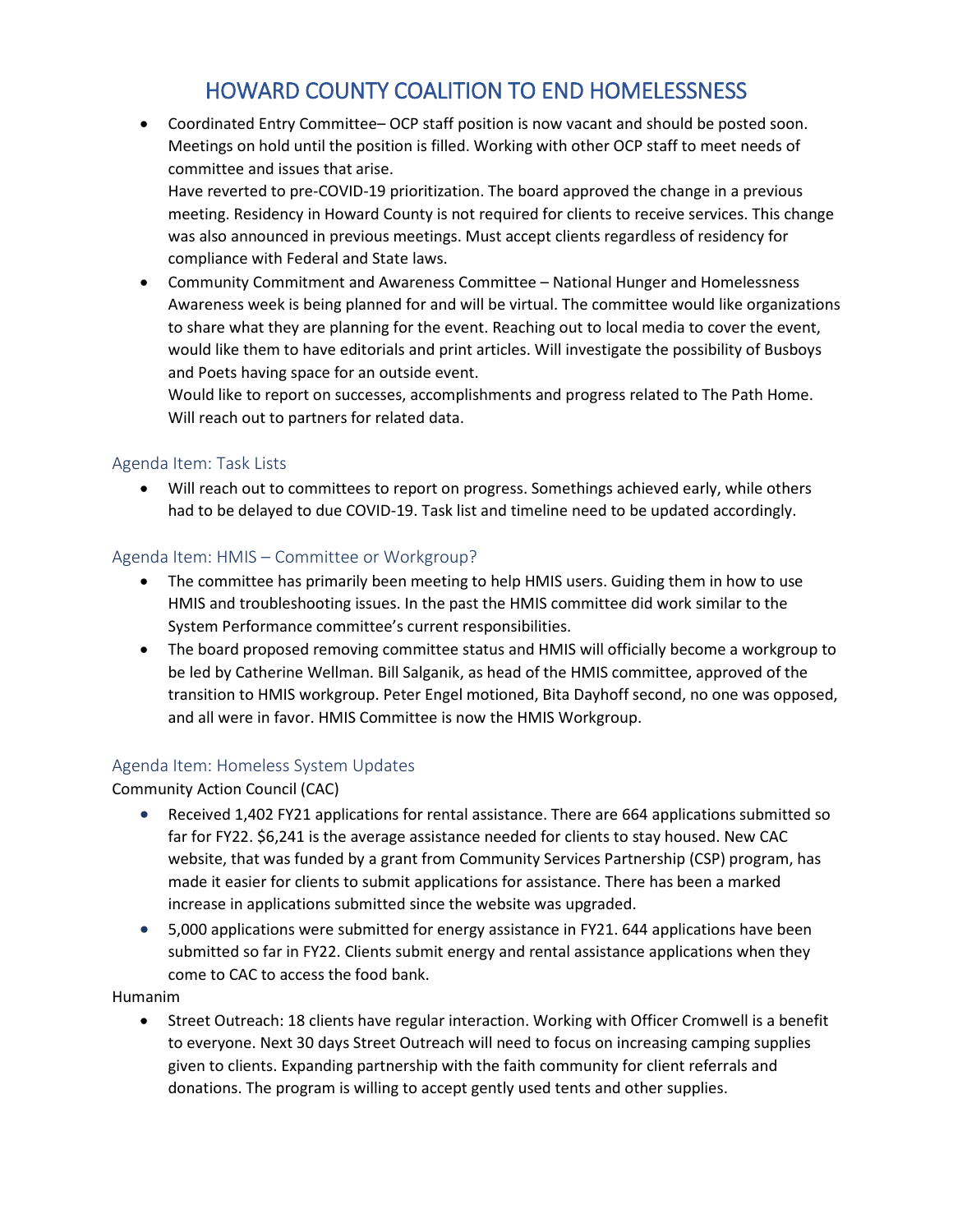# HOWARD COUNTY COALITION TO END HOMELESSNESS

- Coordinated Entry Committee– OCP staff position is now vacant and should be posted soon. Meetings on hold until the position is filled. Working with other OCP staff to meet needs of committee and issues that arise.
  Have reverted to pre-COVID-19 prioritization. The board approved the change in a previous meeting. Residency in Howard County is not required for clients to receive services. This change was also announced in previous meetings. Must accept clients regardless of residency for compliance with Federal and State laws.
- Community Commitment and Awareness Committee – National Hunger and Homelessness Awareness week is being planned for and will be virtual. The committee would like organizations to share what they are planning for the event. Reaching out to local media to cover the event, would like them to have editorials and print articles. Will investigate the possibility of Busboys and Poets having space for an outside event.
  Would like to report on successes, accomplishments and progress related to The Path Home. Will reach out to partners for related data.

## Agenda Item: Task Lists

- Will reach out to committees to report on progress. Somethings achieved early, while others had to be delayed to due COVID-19. Task list and timeline need to be updated accordingly.

## Agenda Item: HMIS – Committee or Workgroup?

- The committee has primarily been meeting to help HMIS users. Guiding them in how to use HMIS and troubleshooting issues. In the past the HMIS committee did work similar to the System Performance committee's current responsibilities.
- The board proposed removing committee status and HMIS will officially become a workgroup to be led by Catherine Wellman. Bill Salganik, as head of the HMIS committee, approved of the transition to HMIS workgroup. Peter Engel motioned, Bita Dayhoff second, no one was opposed, and all were in favor. HMIS Committee is now the HMIS Workgroup.

## Agenda Item: Homeless System Updates

Community Action Council (CAC)

- Received 1,402 FY21 applications for rental assistance. There are 664 applications submitted so far for FY22. $6,241 is the average assistance needed for clients to stay housed. New CAC website, that was funded by a grant from Community Services Partnership (CSP) program, has made it easier for clients to submit applications for assistance. There has been a marked increase in applications submitted since the website was upgraded.
- 5,000 applications were submitted for energy assistance in FY21. 644 applications have been submitted so far in FY22. Clients submit energy and rental assistance applications when they come to CAC to access the food bank.

Humanim

- Street Outreach: 18 clients have regular interaction. Working with Officer Cromwell is a benefit to everyone. Next 30 days Street Outreach will need to focus on increasing camping supplies given to clients. Expanding partnership with the faith community for client referrals and donations. The program is willing to accept gently used tents and other supplies.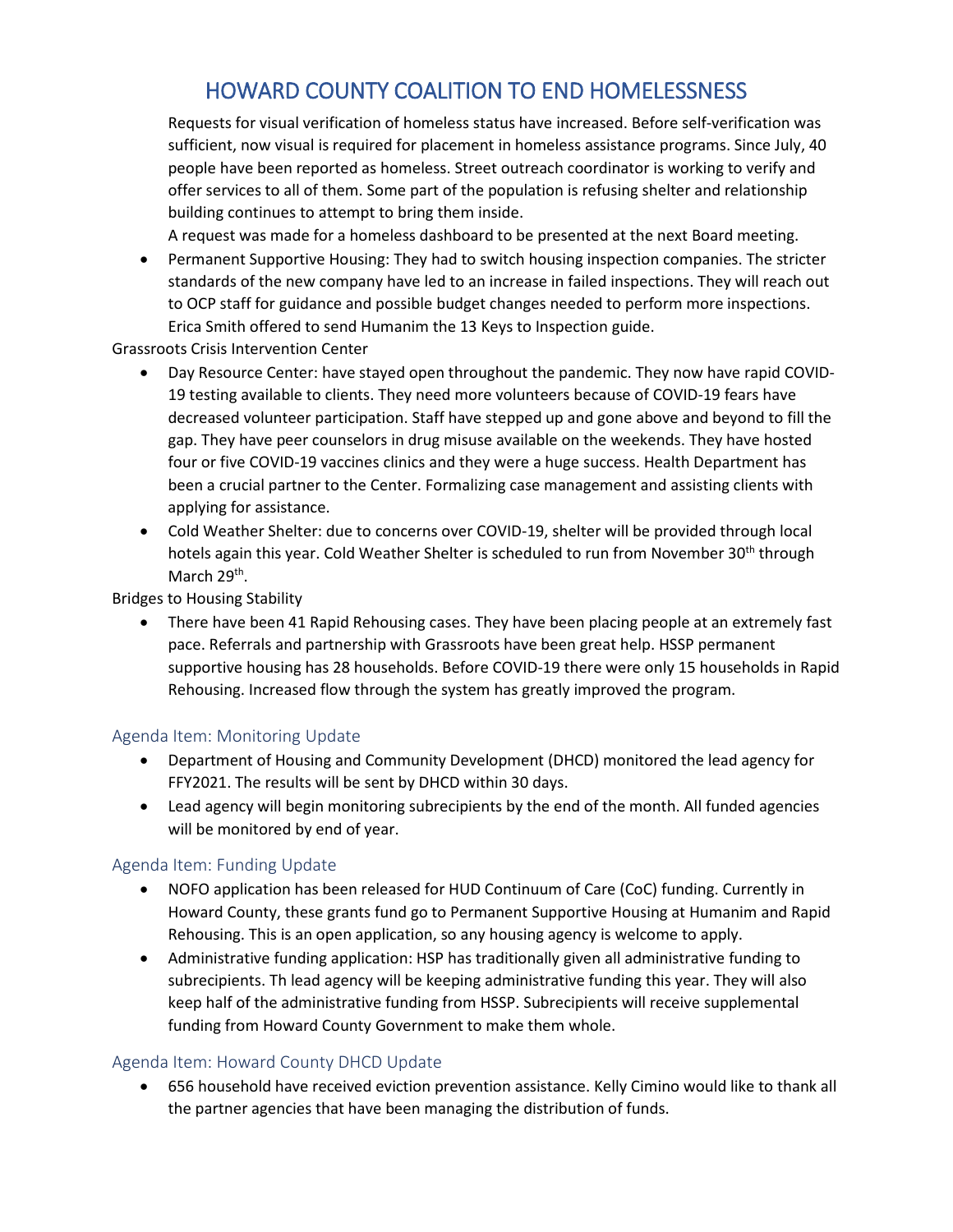Requests for visual verification of homeless status have increased. Before self-verification was sufficient, now visual is required for placement in homeless assistance programs. Since July, 40 people have been reported as homeless. Street outreach coordinator is working to verify and offer services to all of them. Some part of the population is refusing shelter and relationship building continues to attempt to bring them inside.

A request was made for a homeless dashboard to be presented at the next Board meeting.

- Permanent Supportive Housing: They had to switch housing inspection companies. The stricter standards of the new company have led to an increase in failed inspections. They will reach out to OCP staff for guidance and possible budget changes needed to perform more inspections. Erica Smith offered to send Humanim the 13 Keys to Inspection guide.

Grassroots Crisis Intervention Center

- Day Resource Center: have stayed open throughout the pandemic. They now have rapid COVID-19 testing available to clients. They need more volunteers because of COVID-19 fears have decreased volunteer participation. Staff have stepped up and gone above and beyond to fill the gap. They have peer counselors in drug misuse available on the weekends. They have hosted four or five COVID-19 vaccines clinics and they were a huge success. Health Department has been a crucial partner to the Center. Formalizing case management and assisting clients with applying for assistance.
- Cold Weather Shelter: due to concerns over COVID-19, shelter will be provided through local hotels again this year. Cold Weather Shelter is scheduled to run from November 30th through March 29th.

Bridges to Housing Stability

- There have been 41 Rapid Rehousing cases. They have been placing people at an extremely fast pace. Referrals and partnership with Grassroots have been great help. HSSP permanent supportive housing has 28 households. Before COVID-19 there were only 15 households in Rapid Rehousing. Increased flow through the system has greatly improved the program.

## Agenda Item: Monitoring Update

- Department of Housing and Community Development (DHCD) monitored the lead agency for FFY2021. The results will be sent by DHCD within 30 days.
- Lead agency will begin monitoring subrecipients by the end of the month. All funded agencies will be monitored by end of year.

## Agenda Item: Funding Update

- NOFO application has been released for HUD Continuum of Care (CoC) funding. Currently in Howard County, these grants fund go to Permanent Supportive Housing at Humanim and Rapid Rehousing. This is an open application, so any housing agency is welcome to apply.
- Administrative funding application: HSP has traditionally given all administrative funding to subrecipients. Th lead agency will be keeping administrative funding this year. They will also keep half of the administrative funding from HSSP. Subrecipients will receive supplemental funding from Howard County Government to make them whole.

## Agenda Item: Howard County DHCD Update

- 656 household have received eviction prevention assistance. Kelly Cimino would like to thank all the partner agencies that have been managing the distribution of funds.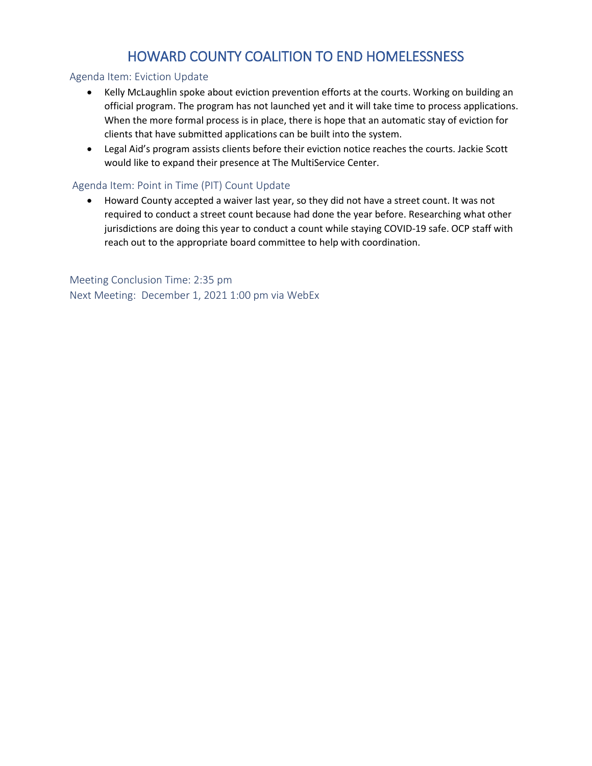# HOWARD COUNTY COALITION TO END HOMELESSNESS

## Agenda Item: Eviction Update

- Kelly McLaughlin spoke about eviction prevention efforts at the courts. Working on building an official program. The program has not launched yet and it will take time to process applications. When the more formal process is in place, there is hope that an automatic stay of eviction for clients that have submitted applications can be built into the system.
- Legal Aid's program assists clients before their eviction notice reaches the courts. Jackie Scott would like to expand their presence at The MultiService Center.

## Agenda Item: Point in Time (PIT) Count Update

- Howard County accepted a waiver last year, so they did not have a street count. It was not required to conduct a street count because had done the year before. Researching what other jurisdictions are doing this year to conduct a count while staying COVID-19 safe. OCP staff with reach out to the appropriate board committee to help with coordination.

Meeting Conclusion Time: 2:35 pm

Next Meeting: December 1, 2021 1:00 pm via WebEx